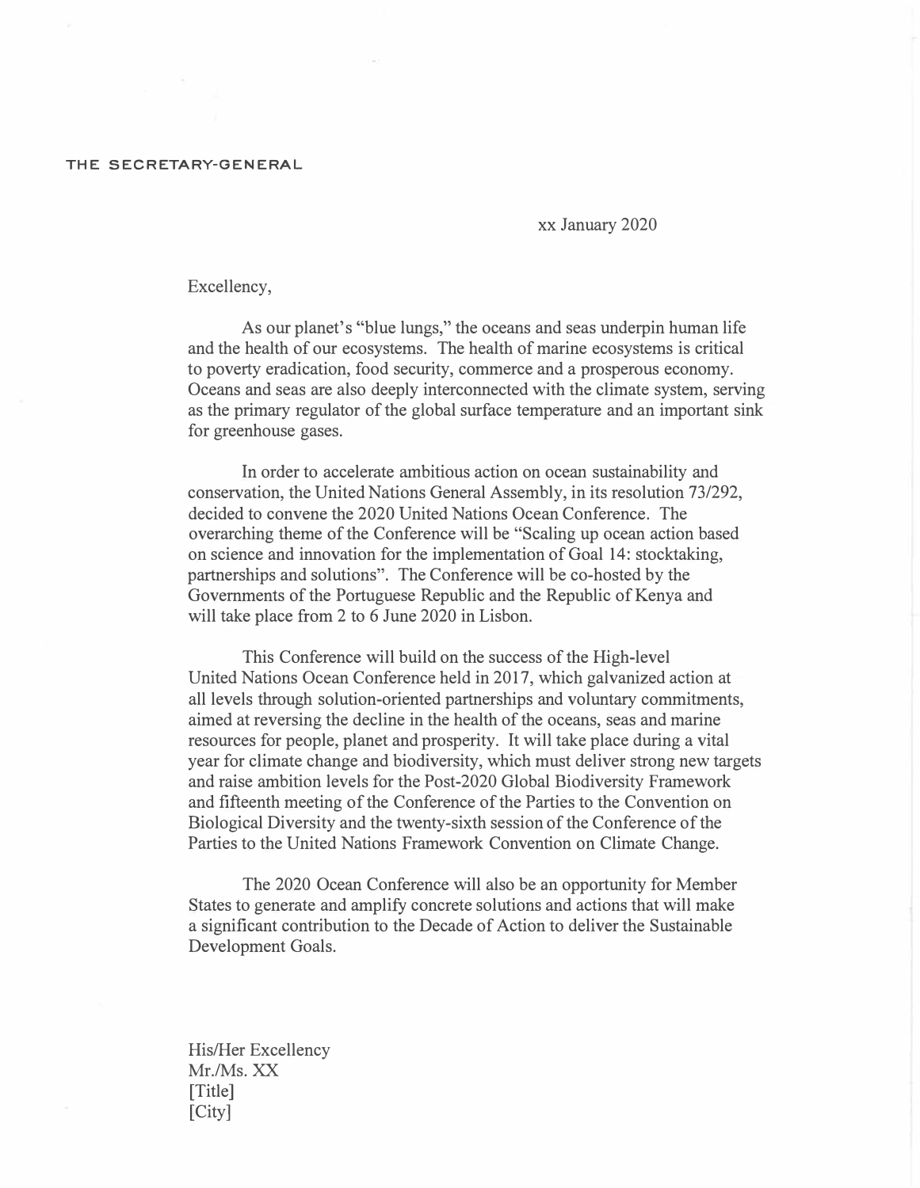THE SECRETARY-GENERAL

xx January 2020

Excellency,

As our planet's "blue lungs," the oceans and seas underpin human life and the health of our ecosystems. The health of marine ecosystems is critical to poverty eradication, food security, commerce and a prosperous economy. Oceans and seas are also deeply interconnected with the climate system, serving as the primary regulator of the global surface temperature and an important sink for greenhouse gases.

In order to accelerate ambitious action on ocean sustainability and conservation, the United Nations General Assembly, in its resolution 73/292, decided to convene the 2020 United Nations Ocean Conference. The overarching theme of the Conference will be "Scaling up ocean action based on science and innovation for the implementation of Goal 14: stocktaking, partnerships and solutions". The Conference will be co-hosted by the Governments of the Portuguese Republic and the Republic of Kenya and will take place from 2 to 6 June 2020 in Lisbon.

This Conference will build on the success of the High-level United Nations Ocean Conference held in 2017, which galvanized action at all levels through solution-oriented partnerships and voluntary commitments, aimed at reversing the decline in the health of the oceans, seas and marine resources for people, planet and prosperity. It will take place during a vital year for climate change and biodiversity, which must deliver strong new targets and raise ambition levels for the Post-2020 Global Biodiversity Framework and fifteenth meeting of the Conference of the Parties to the Convention on Biological Diversity and the twenty-sixth session of the Conference of the Parties to the United Nations Framework Convention on Climate Change.

The 2020 Ocean Conference will also be an opportunity for Member States to generate and amplify concrete solutions and actions that will make a significant contribution to the Decade of Action to deliver the Sustainable Development Goals.

His/Her Excellency
Mr./Ms. XX
[Title]
[City]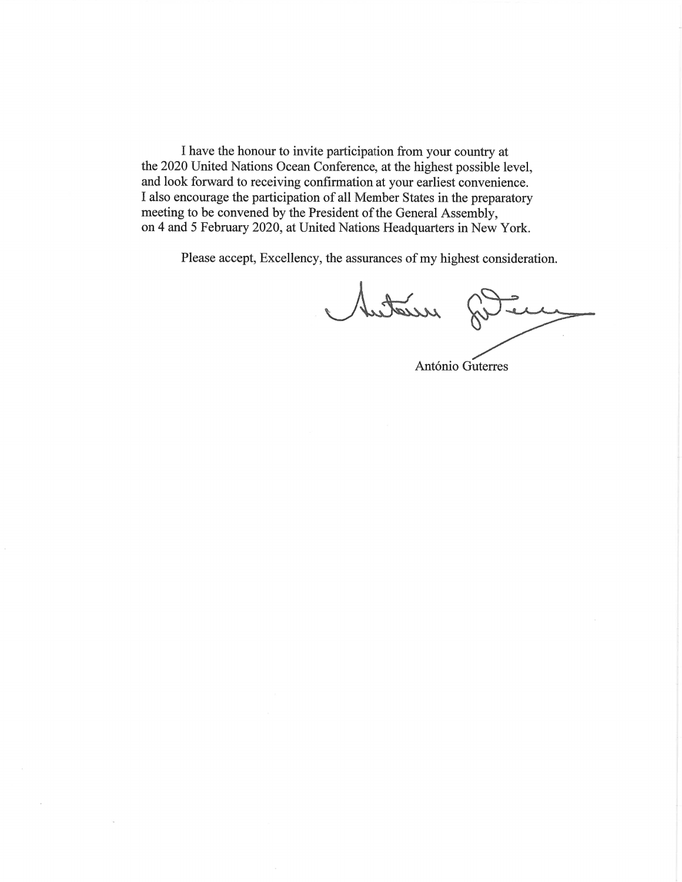I have the honour to invite participation from your country at the 2020 United Nations Ocean Conference, at the highest possible level, and look forward to receiving confirmation at your earliest convenience. I also encourage the participation of all Member States in the preparatory meeting to be convened by the President of the General Assembly, on 4 and 5 February 2020, at United Nations Headquarters in New York.

Please accept, Excellency, the assurances of my highest consideration.

António Guterres